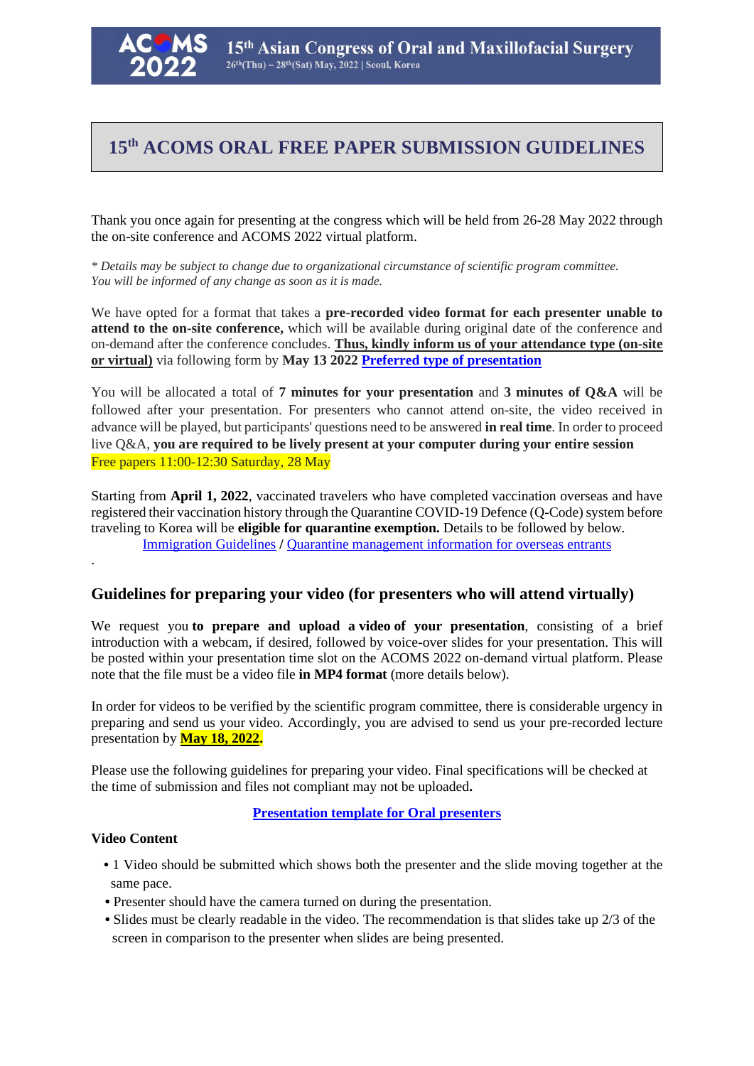# 15th ACOMS ORAL FREE PAPER SUBMISSION GUIDELINES

Thank you once again for presenting at the congress which will be held from 26-28 May 2022 through the on-site conference and ACOMS 2022 virtual platform.

*\* Details may be subject to change due to organizational circumstance of scientific program committee. You will be informed of any change as soon as it is made.*

We have opted for a format that takes a **pre-recorded video format for each presenter unable to attend to the on-site conference,** which will be available during original date of the conference and on-demand after the conference concludes. **Thus, kindly inform us of your attendance type (on-site or virtual)** via following form by **May 13 2022** **Preferred type of presentation**

You will be allocated a total of **7 minutes for your presentation** and **3 minutes of Q&A** will be followed after your presentation. For presenters who cannot attend on-site, the video received in advance will be played, but participants' questions need to be answered **in real time**. In order to proceed live Q&A, **you are required to be lively present at your computer during your entire session**
Free papers 11:00-12:30 Saturday, 28 May

Starting from **April 1, 2022**, vaccinated travelers who have completed vaccination overseas and have registered their vaccination history through the Quarantine COVID-19 Defence (Q-Code) system before traveling to Korea will be **eligible for quarantine exemption.** Details to be followed by below.
Immigration Guidelines / Quarantine management information for overseas entrants

.

## Guidelines for preparing your video (for presenters who will attend virtually)

We request you **to prepare and upload a video of your presentation**, consisting of a brief introduction with a webcam, if desired, followed by voice-over slides for your presentation. This will be posted within your presentation time slot on the ACOMS 2022 on-demand virtual platform. Please note that the file must be a video file **in MP4 format** (more details below).

In order for videos to be verified by the scientific program committee, there is considerable urgency in preparing and send us your video. Accordingly, you are advised to send us your pre-recorded lecture presentation by **May 18, 2022.**

Please use the following guidelines for preparing your video. Final specifications will be checked at the time of submission and files not compliant may not be uploaded.

**Presentation template for Oral presenters**

**Video Content**

- 1 Video should be submitted which shows both the presenter and the slide moving together at the same pace.
- Presenter should have the camera turned on during the presentation.
- Slides must be clearly readable in the video. The recommendation is that slides take up 2/3 of the screen in comparison to the presenter when slides are being presented.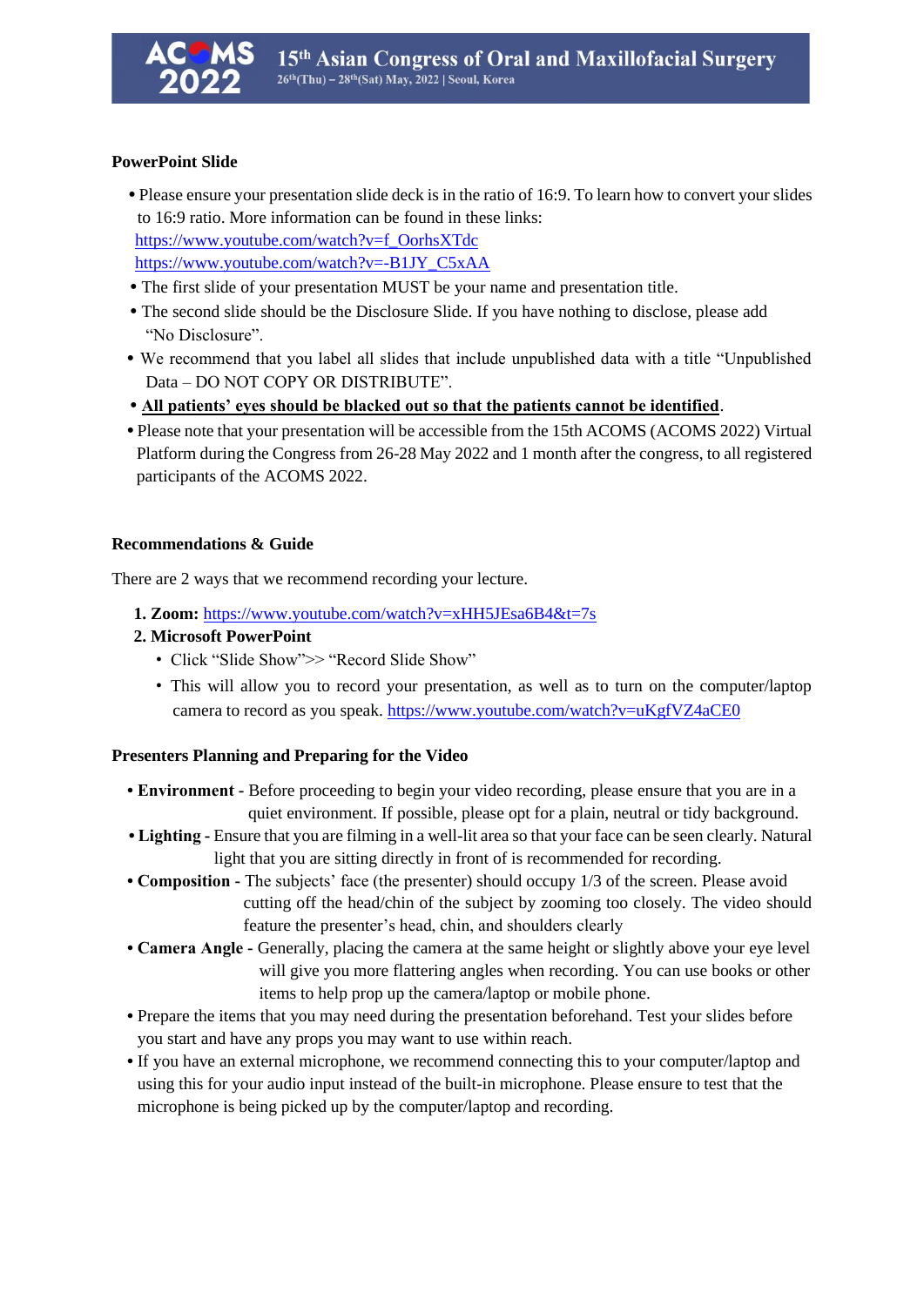## PowerPoint Slide

- Please ensure your presentation slide deck is in the ratio of 16:9. To learn how to convert your slides to 16:9 ratio. More information can be found in these links:
  https://www.youtube.com/watch?v=f_OorhsXTdc
  https://www.youtube.com/watch?v=-B1JY_C5xAA
- The first slide of your presentation MUST be your name and presentation title.
- The second slide should be the Disclosure Slide. If you have nothing to disclose, please add "No Disclosure".
- We recommend that you label all slides that include unpublished data with a title "Unpublished Data – DO NOT COPY OR DISTRIBUTE".
- **All patients' eyes should be blacked out so that the patients cannot be identified**.
- Please note that your presentation will be accessible from the 15th ACOMS (ACOMS 2022) Virtual Platform during the Congress from 26-28 May 2022 and 1 month after the congress, to all registered participants of the ACOMS 2022.

## Recommendations & Guide

There are 2 ways that we recommend recording your lecture.

1. **Zoom:** https://www.youtube.com/watch?v=xHH5JEsa6B4&t=7s
2. **Microsoft PowerPoint**
   - Click "Slide Show">> "Record Slide Show"
   - This will allow you to record your presentation, as well as to turn on the computer/laptop camera to record as you speak. https://www.youtube.com/watch?v=uKgfVZ4aCE0

## Presenters Planning and Preparing for the Video

- **Environment** - Before proceeding to begin your video recording, please ensure that you are in a quiet environment. If possible, please opt for a plain, neutral or tidy background.
- **Lighting** - Ensure that you are filming in a well-lit area so that your face can be seen clearly. Natural light that you are sitting directly in front of is recommended for recording.
- **Composition** - The subjects' face (the presenter) should occupy 1/3 of the screen. Please avoid cutting off the head/chin of the subject by zooming too closely. The video should feature the presenter's head, chin, and shoulders clearly
- **Camera Angle** - Generally, placing the camera at the same height or slightly above your eye level will give you more flattering angles when recording. You can use books or other items to help prop up the camera/laptop or mobile phone.
- Prepare the items that you may need during the presentation beforehand. Test your slides before you start and have any props you may want to use within reach.
- If you have an external microphone, we recommend connecting this to your computer/laptop and using this for your audio input instead of the built-in microphone. Please ensure to test that the microphone is being picked up by the computer/laptop and recording.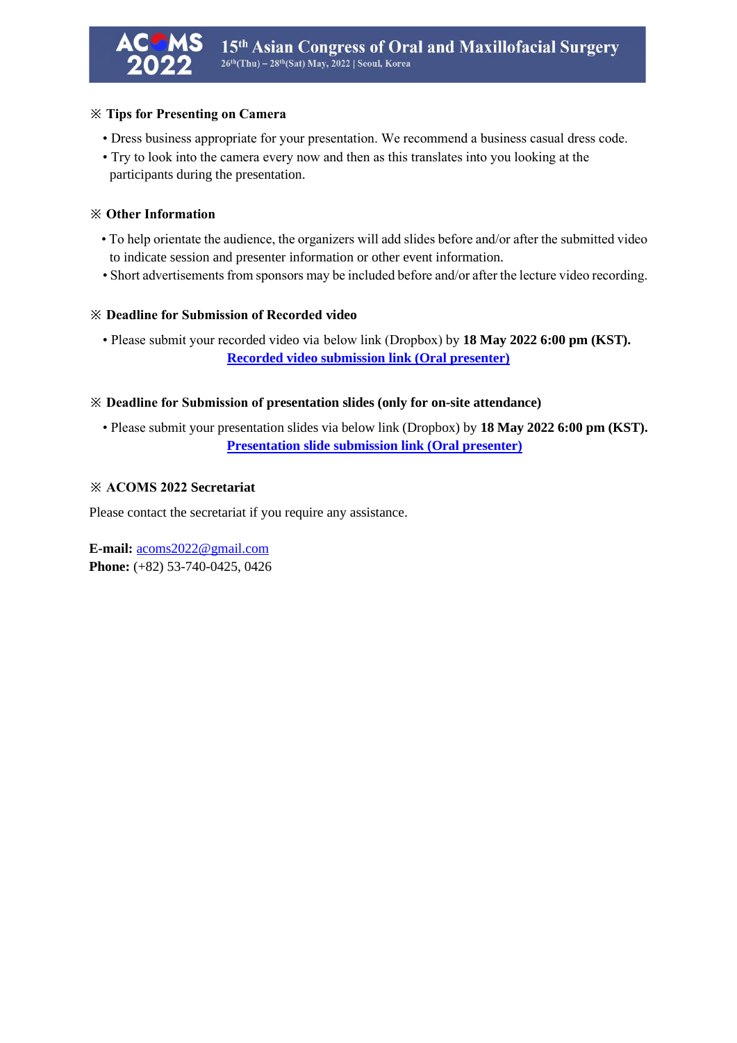※ **Tips for Presenting on Camera**

- Dress business appropriate for your presentation. We recommend a business casual dress code.
- Try to look into the camera every now and then as this translates into you looking at the participants during the presentation.

※ **Other Information**

- To help orientate the audience, the organizers will add slides before and/or after the submitted video to indicate session and presenter information or other event information.
- Short advertisements from sponsors may be included before and/or after the lecture video recording.

※ **Deadline for Submission of Recorded video**

- Please submit your recorded video via below link (Dropbox) by **18 May 2022 6:00 pm (KST).**

**Recorded video submission link (Oral presenter)**

※ **Deadline for Submission of presentation slides (only for on-site attendance)**

- Please submit your presentation slides via below link (Dropbox) by **18 May 2022 6:00 pm (KST).**

**Presentation slide submission link (Oral presenter)**

※ **ACOMS 2022 Secretariat**

Please contact the secretariat if you require any assistance.

**E-mail:** acoms2022@gmail.com
**Phone:** (+82) 53-740-0425, 0426